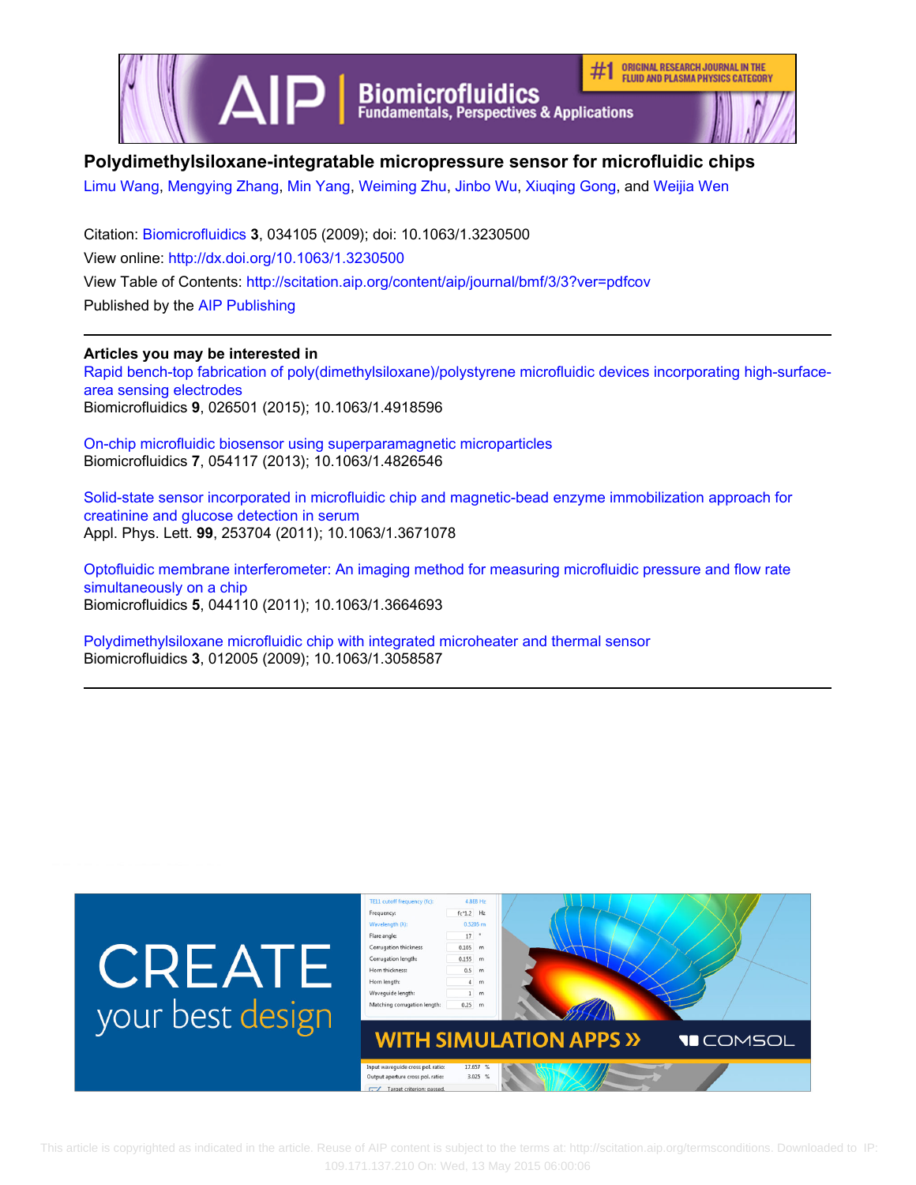# Polydimethylsiloxane-integratable micropressure sensor for microfluidic chips

Limu Wang, Mengying Zhang, Min Yang, Weiming Zhu, Jinbo Wu, Xiuqing Gong, and Weijia Wen

Citation: Biomicrofluidics **3**, 034105 (2009); doi: 10.1063/1.3230500

View online: http://dx.doi.org/10.1063/1.3230500

View Table of Contents: http://scitation.aip.org/content/aip/journal/bmf/3/3?ver=pdfcov

Published by the AIP Publishing

**Articles you may be interested in**

Rapid bench-top fabrication of poly(dimethylsiloxane)/polystyrene microfluidic devices incorporating high-surface-area sensing electrodes
Biomicrofluidics **9**, 026501 (2015); 10.1063/1.4918596

On-chip microfluidic biosensor using superparamagnetic microparticles
Biomicrofluidics **7**, 054117 (2013); 10.1063/1.4826546

Solid-state sensor incorporated in microfluidic chip and magnetic-bead enzyme immobilization approach for creatinine and glucose detection in serum
Appl. Phys. Lett. **99**, 253704 (2011); 10.1063/1.3671078

Optofluidic membrane interferometer: An imaging method for measuring microfluidic pressure and flow rate simultaneously on a chip
Biomicrofluidics **5**, 044110 (2011); 10.1063/1.3664693

Polydimethylsiloxane microfluidic chip with integrated microheater and thermal sensor
Biomicrofluidics **3**, 012005 (2009); 10.1063/1.3058587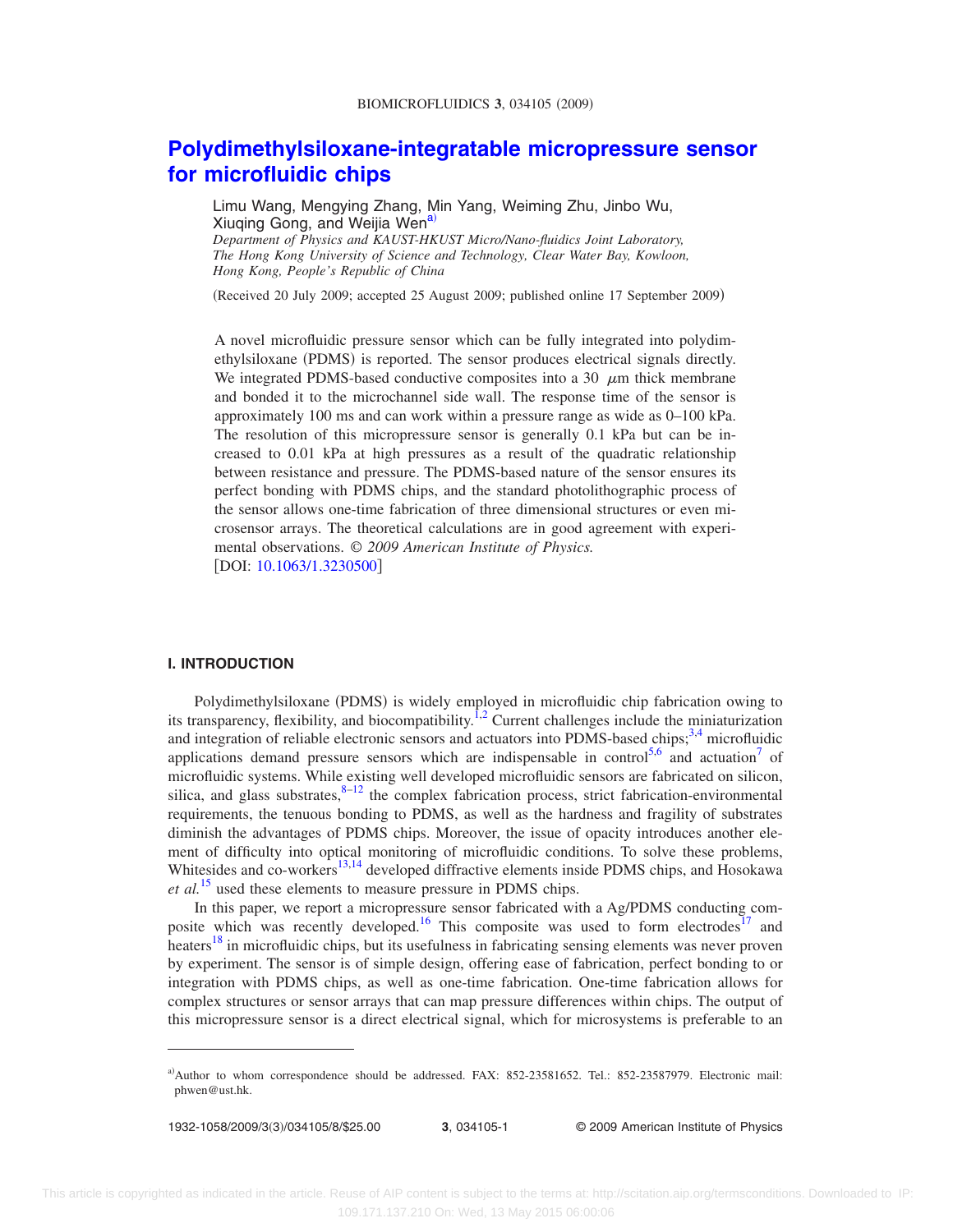# Polydimethylsiloxane-integratable micropressure sensor for microfluidic chips

Limu Wang, Mengying Zhang, Min Yang, Weiming Zhu, Jinbo Wu, Xiuqing Gong, and Weijia Wen[a)]

*Department of Physics and KAUST-HKUST Micro/Nano-fluidics Joint Laboratory, The Hong Kong University of Science and Technology, Clear Water Bay, Kowloon, Hong Kong, People's Republic of China*

(Received 20 July 2009; accepted 25 August 2009; published online 17 September 2009)

A novel microfluidic pressure sensor which can be fully integrated into polydimethylsiloxane (PDMS) is reported. The sensor produces electrical signals directly. We integrated PDMS-based conductive composites into a 30 $\mu$m thick membrane and bonded it to the microchannel side wall. The response time of the sensor is approximately 100 ms and can work within a pressure range as wide as 0–100 kPa. The resolution of this micropressure sensor is generally 0.1 kPa but can be increased to 0.01 kPa at high pressures as a result of the quadratic relationship between resistance and pressure. The PDMS-based nature of the sensor ensures its perfect bonding with PDMS chips, and the standard photolithographic process of the sensor allows one-time fabrication of three dimensional structures or even microsensor arrays. The theoretical calculations are in good agreement with experimental observations. *© 2009 American Institute of Physics.*
[DOI: 10.1063/1.3230500]

## I. INTRODUCTION

Polydimethylsiloxane (PDMS) is widely employed in microfluidic chip fabrication owing to its transparency, flexibility, and biocompatibility.[1,2] Current challenges include the miniaturization and integration of reliable electronic sensors and actuators into PDMS-based chips;[3,4] microfluidic applications demand pressure sensors which are indispensable in control[5,6] and actuation[7] of microfluidic systems. While existing well developed microfluidic sensors are fabricated on silicon, silica, and glass substrates,[8–12] the complex fabrication process, strict fabrication-environmental requirements, the tenuous bonding to PDMS, as well as the hardness and fragility of substrates diminish the advantages of PDMS chips. Moreover, the issue of opacity introduces another element of difficulty into optical monitoring of microfluidic conditions. To solve these problems, Whitesides and co-workers[13,14] developed diffractive elements inside PDMS chips, and Hosokawa *et al.*[15] used these elements to measure pressure in PDMS chips.

In this paper, we report a micropressure sensor fabricated with a Ag/PDMS conducting composite which was recently developed.[16] This composite was used to form electrodes[17] and heaters[18] in microfluidic chips, but its usefulness in fabricating sensing elements was never proven by experiment. The sensor is of simple design, offering ease of fabrication, perfect bonding to or integration with PDMS chips, as well as one-time fabrication. One-time fabrication allows for complex structures or sensor arrays that can map pressure differences within chips. The output of this micropressure sensor is a direct electrical signal, which for microsystems is preferable to an

---

[a)]Author to whom correspondence should be addressed. FAX: 852-23581652. Tel.: 852-23587979. Electronic mail: phwen@ust.hk.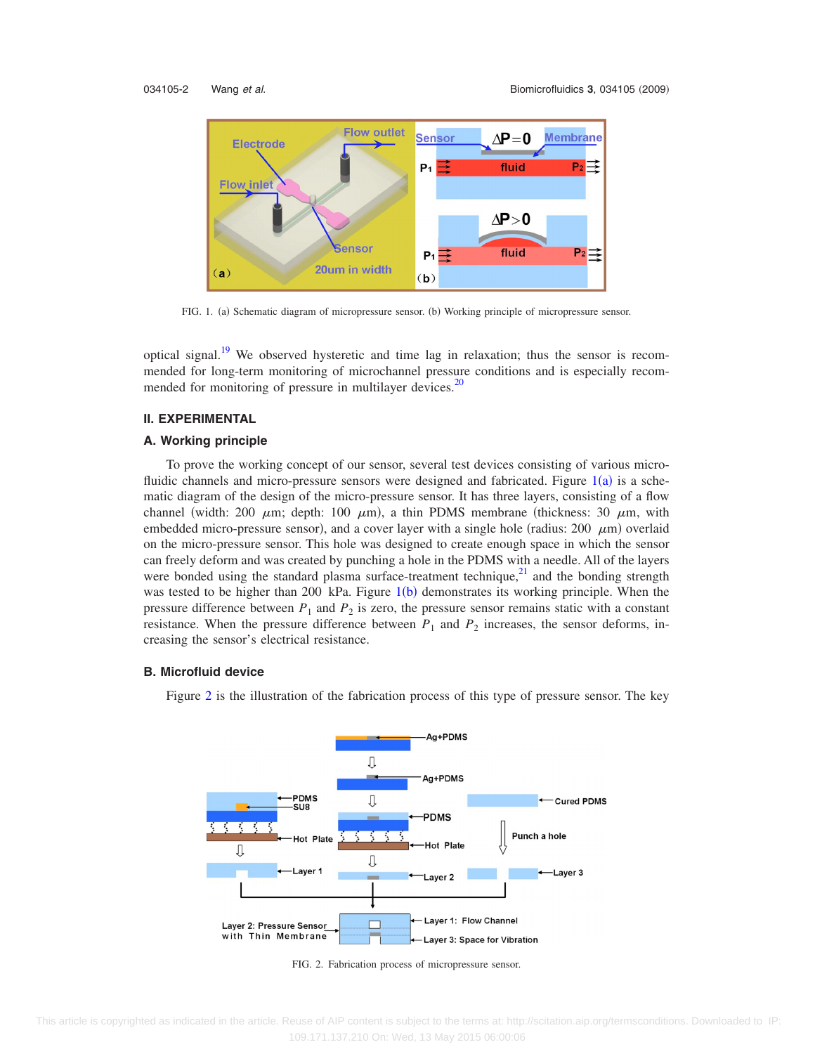FIG. 1. (a) Schematic diagram of micropressure sensor. (b) Working principle of micropressure sensor.

optical signal.[19] We observed hysteretic and time lag in relaxation; thus the sensor is recommended for long-term monitoring of microchannel pressure conditions and is especially recommended for monitoring of pressure in multilayer devices.[20]

## II. EXPERIMENTAL

### A. Working principle

To prove the working concept of our sensor, several test devices consisting of various microfluidic channels and micro-pressure sensors were designed and fabricated. Figure 1(a) is a schematic diagram of the design of the micro-pressure sensor. It has three layers, consisting of a flow channel (width: 200 $\mu$m; depth: 100 $\mu$m), a thin PDMS membrane (thickness: 30 $\mu$m, with embedded micro-pressure sensor), and a cover layer with a single hole (radius: 200 $\mu$m) overlaid on the micro-pressure sensor. This hole was designed to create enough space in which the sensor can freely deform and was created by punching a hole in the PDMS with a needle. All of the layers were bonded using the standard plasma surface-treatment technique,[21] and the bonding strength was tested to be higher than 200 kPa. Figure 1(b) demonstrates its working principle. When the pressure difference between $P_1$ and $P_2$ is zero, the pressure sensor remains static with a constant resistance. When the pressure difference between $P_1$ and $P_2$ increases, the sensor deforms, increasing the sensor's electrical resistance.

### B. Microfluid device

Figure 2 is the illustration of the fabrication process of this type of pressure sensor. The key

FIG. 2. Fabrication process of micropressure sensor.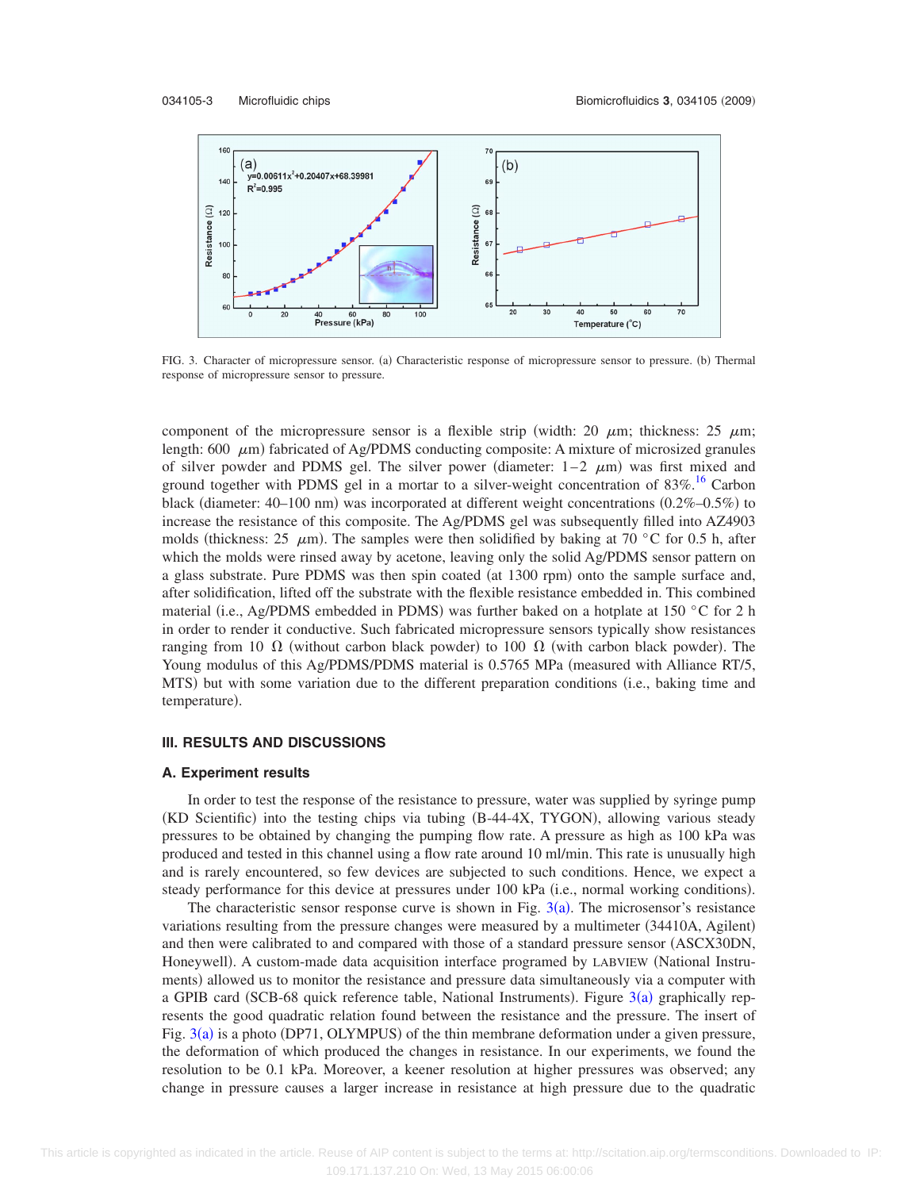FIG. 3. Character of micropressure sensor. (a) Characteristic response of micropressure sensor to pressure. (b) Thermal response of micropressure sensor to pressure.

component of the micropressure sensor is a flexible strip (width: 20 $\mu$m; thickness: 25 $\mu$m; length: 600 $\mu$m) fabricated of Ag/PDMS conducting composite: A mixture of microsized granules of silver powder and PDMS gel. The silver power (diameter: 1–2 $\mu$m) was first mixed and ground together with PDMS gel in a mortar to a silver-weight concentration of 83%.[16] Carbon black (diameter: 40–100 nm) was incorporated at different weight concentrations (0.2%–0.5%) to increase the resistance of this composite. The Ag/PDMS gel was subsequently filled into AZ4903 molds (thickness: 25 $\mu$m). The samples were then solidified by baking at 70 °C for 0.5 h, after which the molds were rinsed away by acetone, leaving only the solid Ag/PDMS sensor pattern on a glass substrate. Pure PDMS was then spin coated (at 1300 rpm) onto the sample surface and, after solidification, lifted off the substrate with the flexible resistance embedded in. This combined material (i.e., Ag/PDMS embedded in PDMS) was further baked on a hotplate at 150 °C for 2 h in order to render it conductive. Such fabricated micropressure sensors typically show resistances ranging from 10 $\Omega$ (without carbon black powder) to 100 $\Omega$ (with carbon black powder). The Young modulus of this Ag/PDMS/PDMS material is 0.5765 MPa (measured with Alliance RT/5, MTS) but with some variation due to the different preparation conditions (i.e., baking time and temperature).

## III. RESULTS AND DISCUSSIONS

### A. Experiment results

In order to test the response of the resistance to pressure, water was supplied by syringe pump (KD Scientific) into the testing chips via tubing (B-44-4X, TYGON), allowing various steady pressures to be obtained by changing the pumping flow rate. A pressure as high as 100 kPa was produced and tested in this channel using a flow rate around 10 ml/min. This rate is unusually high and is rarely encountered, so few devices are subjected to such conditions. Hence, we expect a steady performance for this device at pressures under 100 kPa (i.e., normal working conditions).

The characteristic sensor response curve is shown in Fig. 3(a). The microsensor's resistance variations resulting from the pressure changes were measured by a multimeter (34410A, Agilent) and then were calibrated to and compared with those of a standard pressure sensor (ASCX30DN, Honeywell). A custom-made data acquisition interface programed by LABVIEW (National Instruments) allowed us to monitor the resistance and pressure data simultaneously via a computer with a GPIB card (SCB-68 quick reference table, National Instruments). Figure 3(a) graphically represents the good quadratic relation found between the resistance and the pressure. The insert of Fig. 3(a) is a photo (DP71, OLYMPUS) of the thin membrane deformation under a given pressure, the deformation of which produced the changes in resistance. In our experiments, we found the resolution to be 0.1 kPa. Moreover, a keener resolution at higher pressures was observed; any change in pressure causes a larger increase in resistance at high pressure due to the quadratic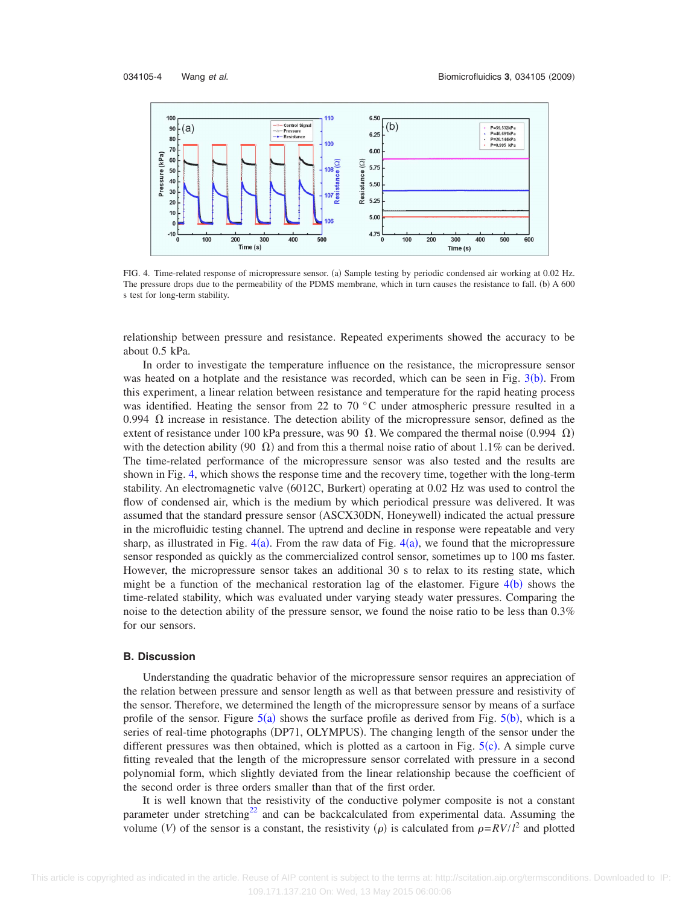FIG. 4. Time-related response of micropressure sensor. (a) Sample testing by periodic condensed air working at 0.02 Hz. The pressure drops due to the permeability of the PDMS membrane, which in turn causes the resistance to fall. (b) A 600 s test for long-term stability.

relationship between pressure and resistance. Repeated experiments showed the accuracy to be about 0.5 kPa.

In order to investigate the temperature influence on the resistance, the micropressure sensor was heated on a hotplate and the resistance was recorded, which can be seen in Fig. 3(b). From this experiment, a linear relation between resistance and temperature for the rapid heating process was identified. Heating the sensor from 22 to 70 °C under atmospheric pressure resulted in a 0.994 Ω increase in resistance. The detection ability of the micropressure sensor, defined as the extent of resistance under 100 kPa pressure, was 90 Ω. We compared the thermal noise (0.994 Ω) with the detection ability (90 Ω) and from this a thermal noise ratio of about 1.1% can be derived. The time-related performance of the micropressure sensor was also tested and the results are shown in Fig. 4, which shows the response time and the recovery time, together with the long-term stability. An electromagnetic valve (6012C, Burkert) operating at 0.02 Hz was used to control the flow of condensed air, which is the medium by which periodical pressure was delivered. It was assumed that the standard pressure sensor (ASCX30DN, Honeywell) indicated the actual pressure in the microfluidic testing channel. The uptrend and decline in response were repeatable and very sharp, as illustrated in Fig. 4(a). From the raw data of Fig. 4(a), we found that the micropressure sensor responded as quickly as the commercialized control sensor, sometimes up to 100 ms faster. However, the micropressure sensor takes an additional 30 s to relax to its resting state, which might be a function of the mechanical restoration lag of the elastomer. Figure 4(b) shows the time-related stability, which was evaluated under varying steady water pressures. Comparing the noise to the detection ability of the pressure sensor, we found the noise ratio to be less than 0.3% for our sensors.

### B. Discussion

Understanding the quadratic behavior of the micropressure sensor requires an appreciation of the relation between pressure and sensor length as well as that between pressure and resistivity of the sensor. Therefore, we determined the length of the micropressure sensor by means of a surface profile of the sensor. Figure 5(a) shows the surface profile as derived from Fig. 5(b), which is a series of real-time photographs (DP71, OLYMPUS). The changing length of the sensor under the different pressures was then obtained, which is plotted as a cartoon in Fig. 5(c). A simple curve fitting revealed that the length of the micropressure sensor correlated with pressure in a second polynomial form, which slightly deviated from the linear relationship because the coefficient of the second order is three orders smaller than that of the first order.

It is well known that the resistivity of the conductive polymer composite is not a constant parameter under stretching[22] and can be backcalculated from experimental data. Assuming the volume ($V$) of the sensor is a constant, the resistivity ($\rho$) is calculated from $\rho = RV/l^2$ and plotted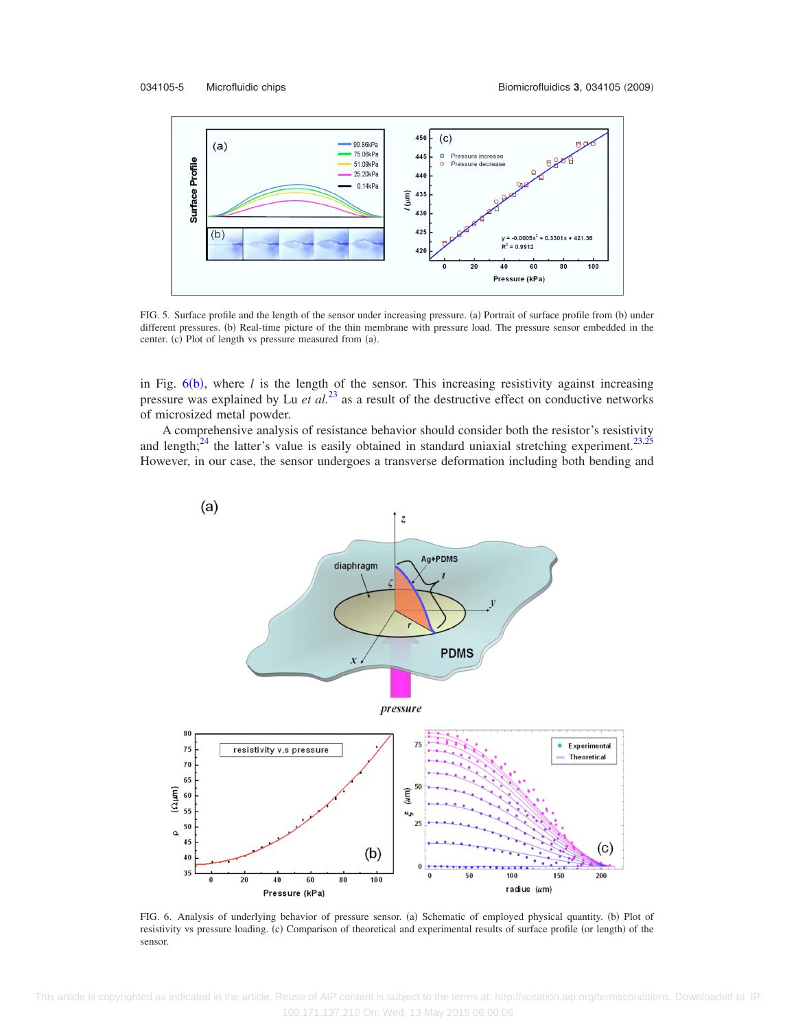FIG. 5. Surface profile and the length of the sensor under increasing pressure. (a) Portrait of surface profile from (b) under different pressures. (b) Real-time picture of the thin membrane with pressure load. The pressure sensor embedded in the center. (c) Plot of length vs pressure measured from (a).

in Fig. 6(b), where $l$ is the length of the sensor. This increasing resistivity against increasing pressure was explained by Lu *et al.*[23] as a result of the destructive effect on conductive networks of microsized metal powder.

A comprehensive analysis of resistance behavior should consider both the resistor's resistivity and length;[24] the latter's value is easily obtained in standard uniaxial stretching experiment.[23,25] However, in our case, the sensor undergoes a transverse deformation including both bending and

FIG. 6. Analysis of underlying behavior of pressure sensor. (a) Schematic of employed physical quantity. (b) Plot of resistivity vs pressure loading. (c) Comparison of theoretical and experimental results of surface profile (or length) of the sensor.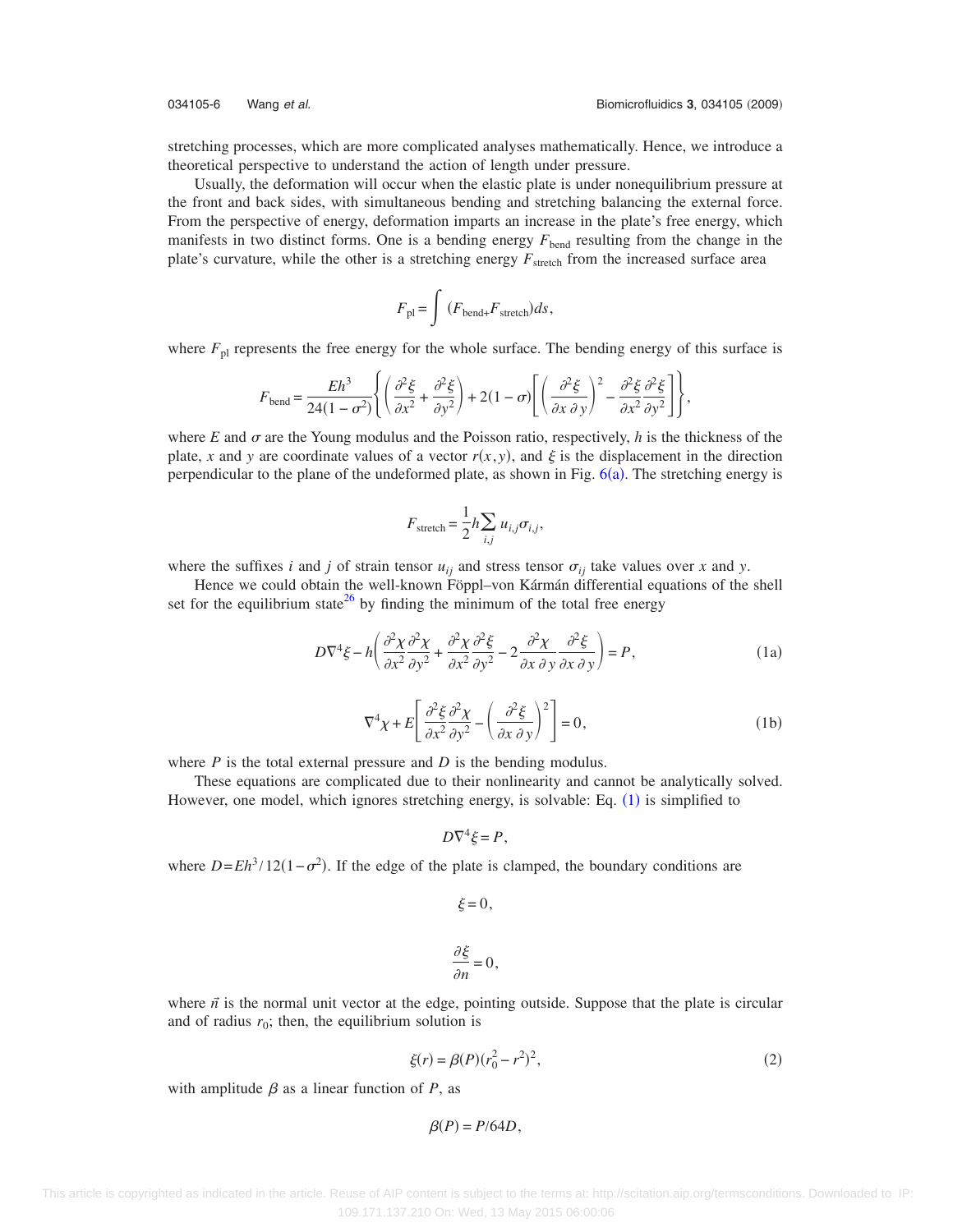stretching processes, which are more complicated analyses mathematically. Hence, we introduce a theoretical perspective to understand the action of length under pressure.

Usually, the deformation will occur when the elastic plate is under nonequilibrium pressure at the front and back sides, with simultaneous bending and stretching balancing the external force. From the perspective of energy, deformation imparts an increase in the plate's free energy, which manifests in two distinct forms. One is a bending energy $F_{\text{bend}}$ resulting from the change in the plate's curvature, while the other is a stretching energy $F_{\text{stretch}}$ from the increased surface area

$$F_{\text{pl}} = \int (F_{\text{bend+}}F_{\text{stretch}})ds,$$

where $F_{\text{pl}}$ represents the free energy for the whole surface. The bending energy of this surface is

$$F_{\text{bend}} = \frac{Eh^3}{24(1-\sigma^2)}\left\{\left(\frac{\partial^2\xi}{\partial x^2}+\frac{\partial^2\xi}{\partial y^2}\right)+2(1-\sigma)\left[\left(\frac{\partial^2\xi}{\partial x\,\partial y}\right)^2-\frac{\partial^2\xi}{\partial x^2}\frac{\partial^2\xi}{\partial y^2}\right]\right\},$$

where $E$ and $\sigma$ are the Young modulus and the Poisson ratio, respectively, $h$ is the thickness of the plate, $x$ and $y$ are coordinate values of a vector $r(x,y)$, and $\xi$ is the displacement in the direction perpendicular to the plane of the undeformed plate, as shown in Fig. 6(a). The stretching energy is

$$F_{\text{stretch}} = \frac{1}{2}h\sum_{i,j} u_{i,j}\sigma_{i,j},$$

where the suffixes $i$ and $j$ of strain tensor $u_{ij}$ and stress tensor $\sigma_{ij}$ take values over $x$ and $y$.

Hence we could obtain the well-known Föppl–von Kármán differential equations of the shell set for the equilibrium state[26] by finding the minimum of the total free energy

$$D\nabla^4\xi - h\left(\frac{\partial^2\chi}{\partial x^2}\frac{\partial^2\chi}{\partial y^2}+\frac{\partial^2\chi}{\partial x^2}\frac{\partial^2\xi}{\partial y^2}-2\frac{\partial^2\chi}{\partial x\,\partial y}\frac{\partial^2\xi}{\partial x\,\partial y}\right)=P, \tag{1a}$$

$$\nabla^4\chi + E\left[\frac{\partial^2\xi}{\partial x^2}\frac{\partial^2\chi}{\partial y^2}-\left(\frac{\partial^2\xi}{\partial x\,\partial y}\right)^2\right]=0, \tag{1b}$$

where $P$ is the total external pressure and $D$ is the bending modulus.

These equations are complicated due to their nonlinearity and cannot be analytically solved. However, one model, which ignores stretching energy, is solvable: Eq. (1) is simplified to

$$D\nabla^4\xi = P,$$

where $D = Eh^3/12(1-\sigma^2)$. If the edge of the plate is clamped, the boundary conditions are

$$\xi = 0,$$

$$\frac{\partial\xi}{\partial n} = 0,$$

where $\vec{n}$ is the normal unit vector at the edge, pointing outside. Suppose that the plate is circular and of radius $r_0$; then, the equilibrium solution is

$$\xi(r) = \beta(P)(r_0^2 - r^2)^2, \tag{2}$$

with amplitude $\beta$ as a linear function of $P$, as

$$\beta(P) = P/64D,$$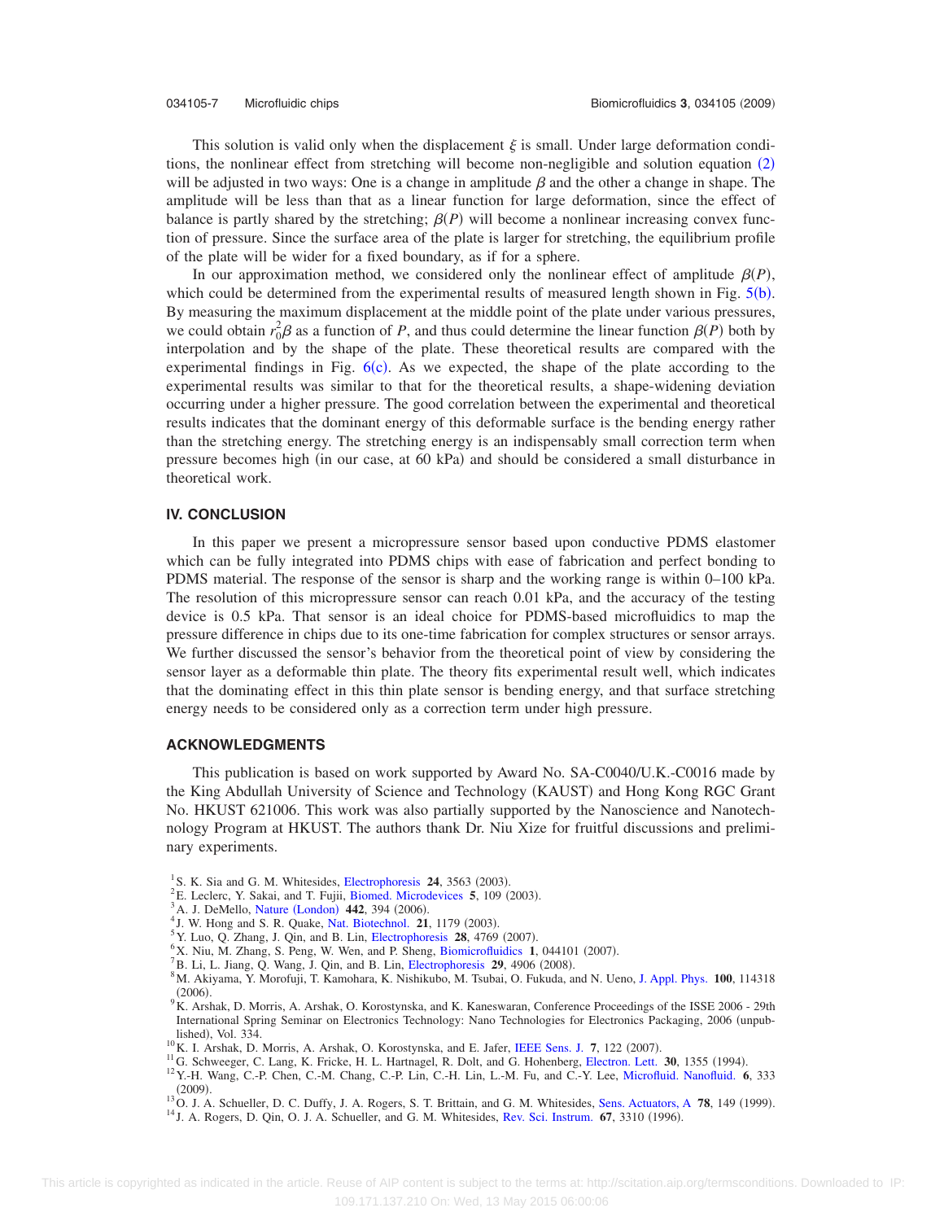This solution is valid only when the displacement $\xi$ is small. Under large deformation conditions, the nonlinear effect from stretching will become non-negligible and solution equation (2) will be adjusted in two ways: One is a change in amplitude $\beta$ and the other a change in shape. The amplitude will be less than that as a linear function for large deformation, since the effect of balance is partly shared by the stretching; $\beta(P)$ will become a nonlinear increasing convex function of pressure. Since the surface area of the plate is larger for stretching, the equilibrium profile of the plate will be wider for a fixed boundary, as if for a sphere.

In our approximation method, we considered only the nonlinear effect of amplitude $\beta(P)$, which could be determined from the experimental results of measured length shown in Fig. 5(b). By measuring the maximum displacement at the middle point of the plate under various pressures, we could obtain $r_0^2\beta$ as a function of $P$, and thus could determine the linear function $\beta(P)$ both by interpolation and by the shape of the plate. These theoretical results are compared with the experimental findings in Fig. 6(c). As we expected, the shape of the plate according to the experimental results was similar to that for the theoretical results, a shape-widening deviation occurring under a higher pressure. The good correlation between the experimental and theoretical results indicates that the dominant energy of this deformable surface is the bending energy rather than the stretching energy. The stretching energy is an indispensably small correction term when pressure becomes high (in our case, at 60 kPa) and should be considered a small disturbance in theoretical work.

## IV. CONCLUSION

In this paper we present a micropressure sensor based upon conductive PDMS elastomer which can be fully integrated into PDMS chips with ease of fabrication and perfect bonding to PDMS material. The response of the sensor is sharp and the working range is within 0–100 kPa. The resolution of this micropressure sensor can reach 0.01 kPa, and the accuracy of the testing device is 0.5 kPa. That sensor is an ideal choice for PDMS-based microfluidics to map the pressure difference in chips due to its one-time fabrication for complex structures or sensor arrays. We further discussed the sensor's behavior from the theoretical point of view by considering the sensor layer as a deformable thin plate. The theory fits experimental result well, which indicates that the dominating effect in this thin plate sensor is bending energy, and that surface stretching energy needs to be considered only as a correction term under high pressure.

## ACKNOWLEDGMENTS

This publication is based on work supported by Award No. SA-C0040/U.K.-C0016 made by the King Abdullah University of Science and Technology (KAUST) and Hong Kong RGC Grant No. HKUST 621006. This work was also partially supported by the Nanoscience and Nanotechnology Program at HKUST. The authors thank Dr. Niu Xize for fruitful discussions and preliminary experiments.

[1] S. K. Sia and G. M. Whitesides, Electrophoresis **24**, 3563 (2003).
[2] E. Leclerc, Y. Sakai, and T. Fujii, Biomed. Microdevices **5**, 109 (2003).
[3] A. J. DeMello, Nature (London) **442**, 394 (2006).
[4] J. W. Hong and S. R. Quake, Nat. Biotechnol. **21**, 1179 (2003).
[5] Y. Luo, Q. Zhang, J. Qin, and B. Lin, Electrophoresis **28**, 4769 (2007).
[6] X. Niu, M. Zhang, S. Peng, W. Wen, and P. Sheng, Biomicrofluidics **1**, 044101 (2007).
[7] B. Li, L. Jiang, Q. Wang, J. Qin, and B. Lin, Electrophoresis **29**, 4906 (2008).
[8] M. Akiyama, Y. Morofuji, T. Kamohara, K. Nishikubo, M. Tsubai, O. Fukuda, and N. Ueno, J. Appl. Phys. **100**, 114318 (2006).
[9] K. Arshak, D. Morris, A. Arshak, O. Korostynska, and K. Kaneswaran, Conference Proceedings of the ISSE 2006 - 29th International Spring Seminar on Electronics Technology: Nano Technologies for Electronics Packaging, 2006 (unpublished), Vol. 334.
[10] K. I. Arshak, D. Morris, A. Arshak, O. Korostynska, and E. Jafer, IEEE Sens. J. **7**, 122 (2007).
[11] G. Schweeger, C. Lang, K. Fricke, H. L. Hartnagel, R. Dolt, and G. Hohenberg, Electron. Lett. **30**, 1355 (1994).
[12] Y.-H. Wang, C.-P. Chen, C.-M. Chang, C.-P. Lin, C.-H. Lin, L.-M. Fu, and C.-Y. Lee, Microfluid. Nanofluid. **6**, 333 (2009).
[13] O. J. A. Schueller, D. C. Duffy, J. A. Rogers, S. T. Brittain, and G. M. Whitesides, Sens. Actuators, A **78**, 149 (1999).
[14] J. A. Rogers, D. Qin, O. J. A. Schueller, and G. M. Whitesides, Rev. Sci. Instrum. **67**, 3310 (1996).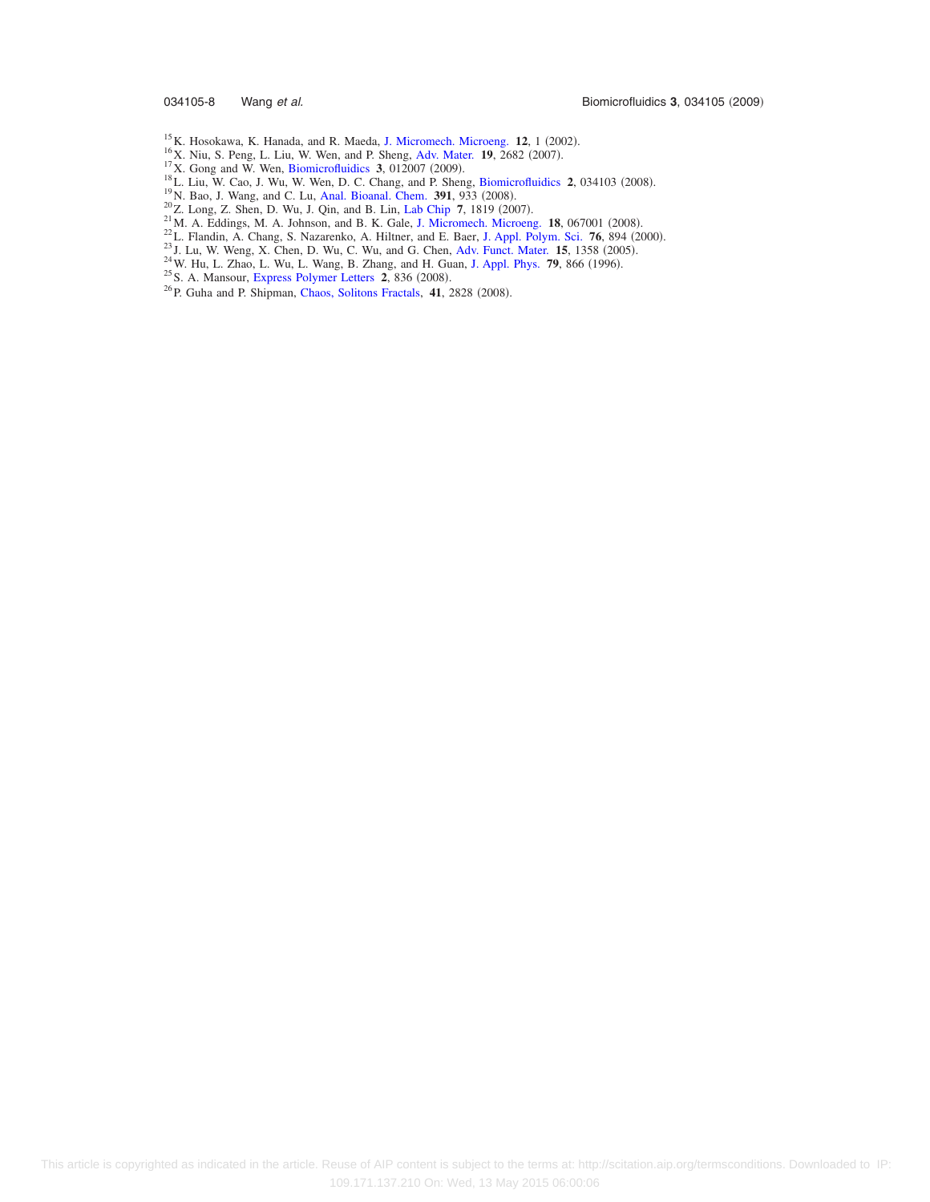[15] K. Hosokawa, K. Hanada, and R. Maeda, J. Micromech. Microeng. **12**, 1 (2002).
[16] X. Niu, S. Peng, L. Liu, W. Wen, and P. Sheng, Adv. Mater. **19**, 2682 (2007).
[17] X. Gong and W. Wen, Biomicrofluidics **3**, 012007 (2009).
[18] L. Liu, W. Cao, J. Wu, W. Wen, D. C. Chang, and P. Sheng, Biomicrofluidics **2**, 034103 (2008).
[19] N. Bao, J. Wang, and C. Lu, Anal. Bioanal. Chem. **391**, 933 (2008).
[20] Z. Long, Z. Shen, D. Wu, J. Qin, and B. Lin, Lab Chip **7**, 1819 (2007).
[21] M. A. Eddings, M. A. Johnson, and B. K. Gale, J. Micromech. Microeng. **18**, 067001 (2008).
[22] L. Flandin, A. Chang, S. Nazarenko, A. Hiltner, and E. Baer, J. Appl. Polym. Sci. **76**, 894 (2000).
[23] J. Lu, W. Weng, X. Chen, D. Wu, C. Wu, and G. Chen, Adv. Funct. Mater. **15**, 1358 (2005).
[24] W. Hu, L. Zhao, L. Wu, L. Wang, B. Zhang, and H. Guan, J. Appl. Phys. **79**, 866 (1996).
[25] S. A. Mansour, Express Polymer Letters **2**, 836 (2008).
[26] P. Guha and P. Shipman, Chaos, Solitons Fractals, **41**, 2828 (2008).